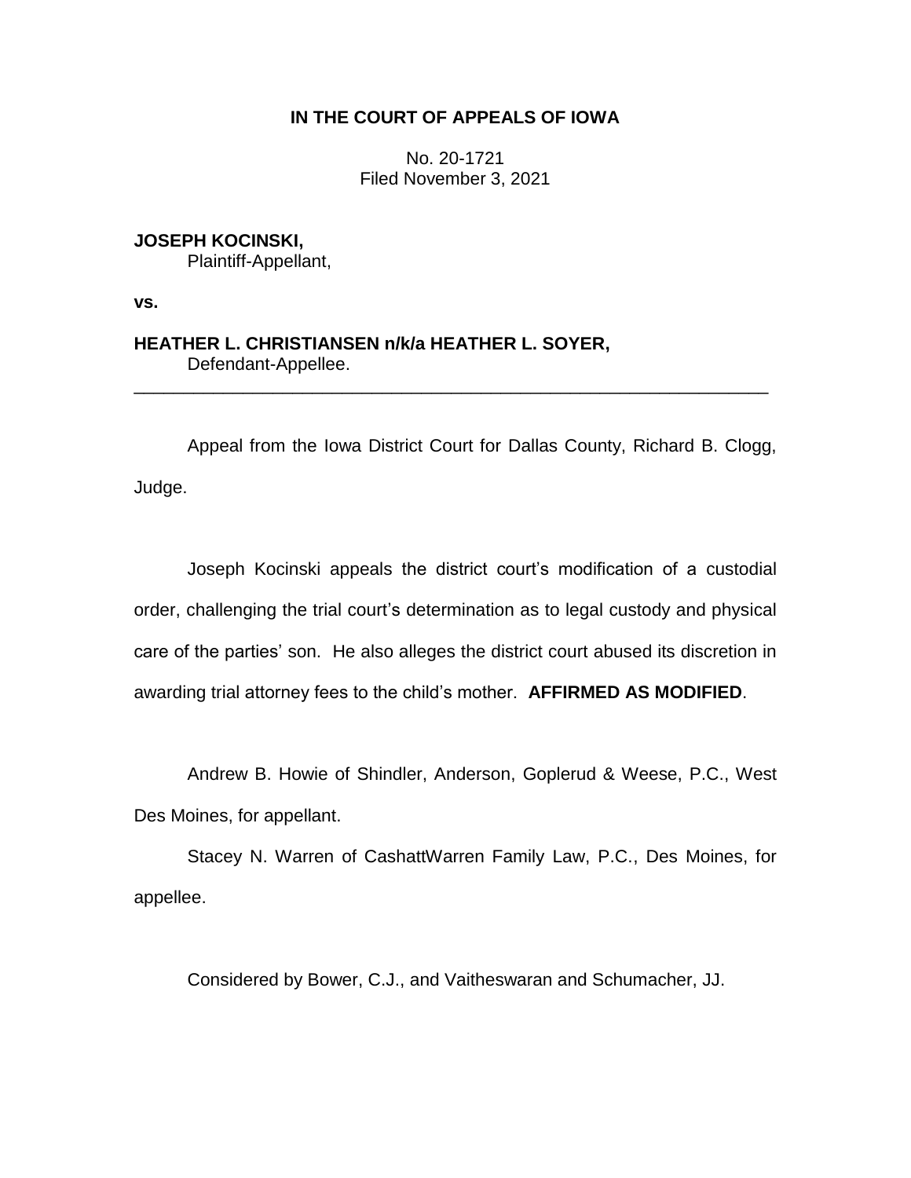**IN THE COURT OF APPEALS OF IOWA**

No. 20-1721
Filed November 3, 2021

**JOSEPH KOCINSKI,**
Plaintiff-Appellant,

**vs.**

**HEATHER L. CHRISTIANSEN n/k/a HEATHER L. SOYER,**
Defendant-Appellee.

---

Appeal from the Iowa District Court for Dallas County, Richard B. Clogg, Judge.

Joseph Kocinski appeals the district court's modification of a custodial order, challenging the trial court's determination as to legal custody and physical care of the parties' son. He also alleges the district court abused its discretion in awarding trial attorney fees to the child's mother. **AFFIRMED AS MODIFIED**.

Andrew B. Howie of Shindler, Anderson, Goplerud & Weese, P.C., West Des Moines, for appellant.

Stacey N. Warren of CashattWarren Family Law, P.C., Des Moines, for appellee.

Considered by Bower, C.J., and Vaitheswaran and Schumacher, JJ.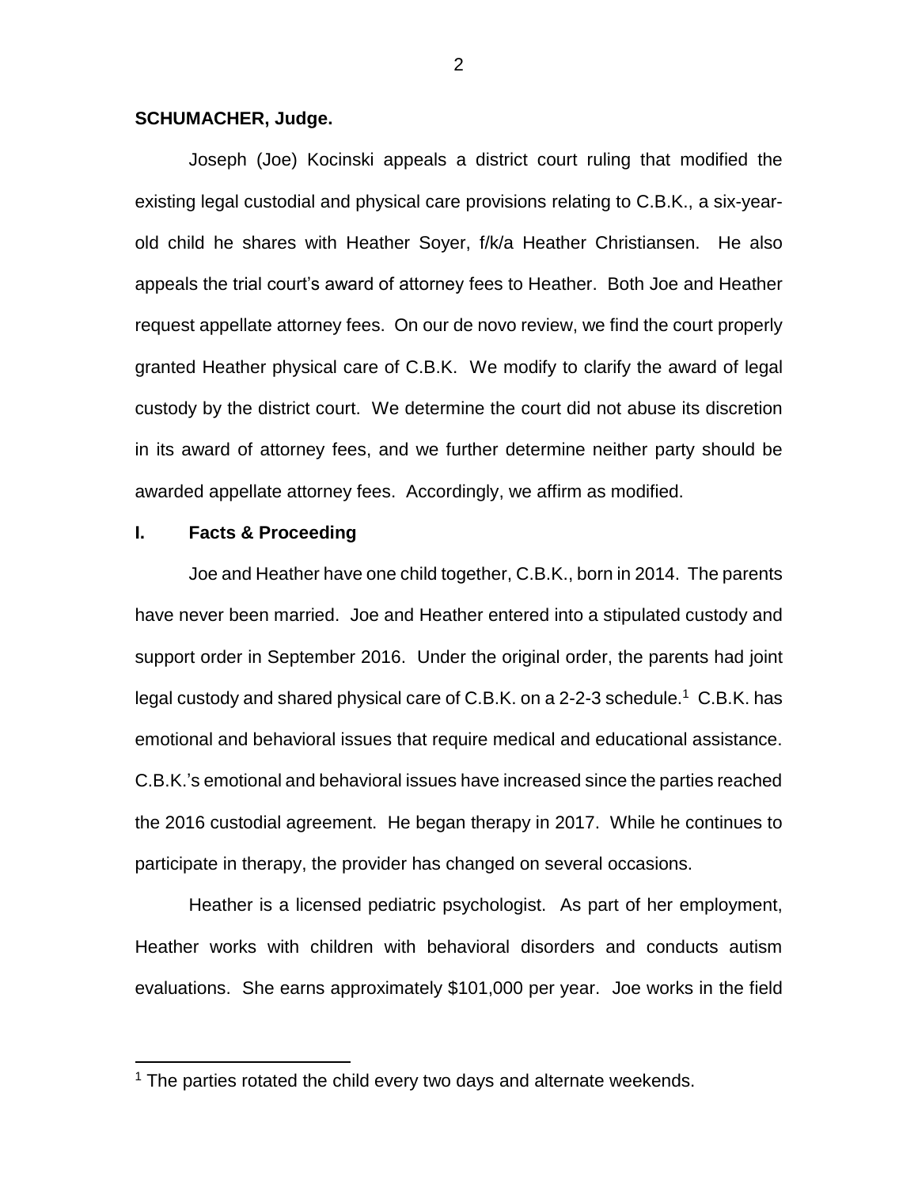**SCHUMACHER, Judge.**

Joseph (Joe) Kocinski appeals a district court ruling that modified the existing legal custodial and physical care provisions relating to C.B.K., a six-year-old child he shares with Heather Soyer, f/k/a Heather Christiansen. He also appeals the trial court's award of attorney fees to Heather. Both Joe and Heather request appellate attorney fees. On our de novo review, we find the court properly granted Heather physical care of C.B.K. We modify to clarify the award of legal custody by the district court. We determine the court did not abuse its discretion in its award of attorney fees, and we further determine neither party should be awarded appellate attorney fees. Accordingly, we affirm as modified.

## I. Facts & Proceeding

Joe and Heather have one child together, C.B.K., born in 2014. The parents have never been married. Joe and Heather entered into a stipulated custody and support order in September 2016. Under the original order, the parents had joint legal custody and shared physical care of C.B.K. on a 2-2-3 schedule.[1] C.B.K. has emotional and behavioral issues that require medical and educational assistance. C.B.K.'s emotional and behavioral issues have increased since the parties reached the 2016 custodial agreement. He began therapy in 2017. While he continues to participate in therapy, the provider has changed on several occasions.

Heather is a licensed pediatric psychologist. As part of her employment, Heather works with children with behavioral disorders and conducts autism evaluations. She earns approximately $101,000 per year. Joe works in the field

[1] The parties rotated the child every two days and alternate weekends.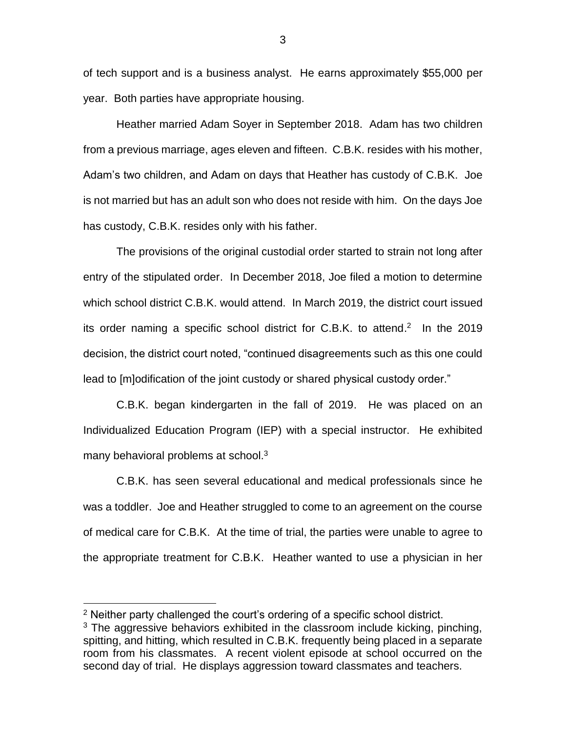of tech support and is a business analyst. He earns approximately $55,000 per year. Both parties have appropriate housing.

Heather married Adam Soyer in September 2018. Adam has two children from a previous marriage, ages eleven and fifteen. C.B.K. resides with his mother, Adam's two children, and Adam on days that Heather has custody of C.B.K. Joe is not married but has an adult son who does not reside with him. On the days Joe has custody, C.B.K. resides only with his father.

The provisions of the original custodial order started to strain not long after entry of the stipulated order. In December 2018, Joe filed a motion to determine which school district C.B.K. would attend. In March 2019, the district court issued its order naming a specific school district for C.B.K. to attend.[2] In the 2019 decision, the district court noted, "continued disagreements such as this one could lead to [m]odification of the joint custody or shared physical custody order."

C.B.K. began kindergarten in the fall of 2019. He was placed on an Individualized Education Program (IEP) with a special instructor. He exhibited many behavioral problems at school.[3]

C.B.K. has seen several educational and medical professionals since he was a toddler. Joe and Heather struggled to come to an agreement on the course of medical care for C.B.K. At the time of trial, the parties were unable to agree to the appropriate treatment for C.B.K. Heather wanted to use a physician in her

---

[2] Neither party challenged the court's ordering of a specific school district.

[3] The aggressive behaviors exhibited in the classroom include kicking, pinching, spitting, and hitting, which resulted in C.B.K. frequently being placed in a separate room from his classmates. A recent violent episode at school occurred on the second day of trial. He displays aggression toward classmates and teachers.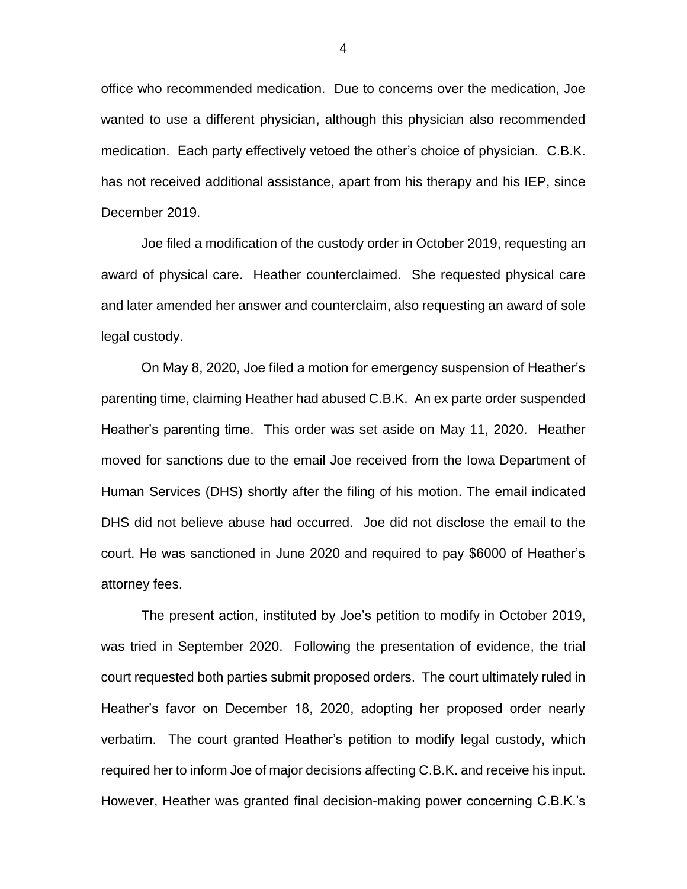office who recommended medication. Due to concerns over the medication, Joe wanted to use a different physician, although this physician also recommended medication. Each party effectively vetoed the other's choice of physician. C.B.K. has not received additional assistance, apart from his therapy and his IEP, since December 2019.

Joe filed a modification of the custody order in October 2019, requesting an award of physical care. Heather counterclaimed. She requested physical care and later amended her answer and counterclaim, also requesting an award of sole legal custody.

On May 8, 2020, Joe filed a motion for emergency suspension of Heather's parenting time, claiming Heather had abused C.B.K. An ex parte order suspended Heather's parenting time. This order was set aside on May 11, 2020. Heather moved for sanctions due to the email Joe received from the Iowa Department of Human Services (DHS) shortly after the filing of his motion. The email indicated DHS did not believe abuse had occurred. Joe did not disclose the email to the court. He was sanctioned in June 2020 and required to pay $6000 of Heather's attorney fees.

The present action, instituted by Joe's petition to modify in October 2019, was tried in September 2020. Following the presentation of evidence, the trial court requested both parties submit proposed orders. The court ultimately ruled in Heather's favor on December 18, 2020, adopting her proposed order nearly verbatim. The court granted Heather's petition to modify legal custody, which required her to inform Joe of major decisions affecting C.B.K. and receive his input. However, Heather was granted final decision-making power concerning C.B.K.'s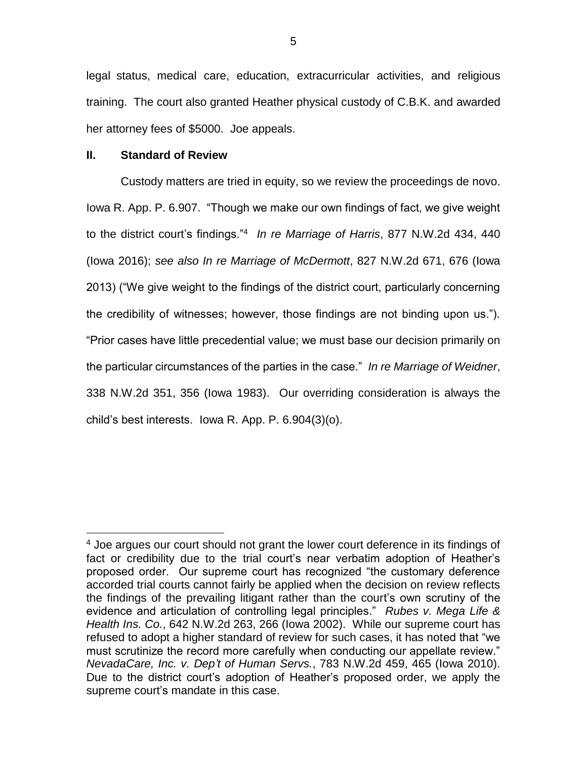legal status, medical care, education, extracurricular activities, and religious training. The court also granted Heather physical custody of C.B.K. and awarded her attorney fees of $5000. Joe appeals.

## II. Standard of Review

Custody matters are tried in equity, so we review the proceedings de novo. Iowa R. App. P. 6.907. "Though we make our own findings of fact, we give weight to the district court's findings."[4] *In re Marriage of Harris*, 877 N.W.2d 434, 440 (Iowa 2016); *see also In re Marriage of McDermott*, 827 N.W.2d 671, 676 (Iowa 2013) ("We give weight to the findings of the district court, particularly concerning the credibility of witnesses; however, those findings are not binding upon us."). "Prior cases have little precedential value; we must base our decision primarily on the particular circumstances of the parties in the case." *In re Marriage of Weidner*, 338 N.W.2d 351, 356 (Iowa 1983). Our overriding consideration is always the child's best interests. Iowa R. App. P. 6.904(3)(o).

---

[4] Joe argues our court should not grant the lower court deference in its findings of fact or credibility due to the trial court's near verbatim adoption of Heather's proposed order. Our supreme court has recognized "the customary deference accorded trial courts cannot fairly be applied when the decision on review reflects the findings of the prevailing litigant rather than the court's own scrutiny of the evidence and articulation of controlling legal principles." *Rubes v. Mega Life & Health Ins. Co.*, 642 N.W.2d 263, 266 (Iowa 2002). While our supreme court has refused to adopt a higher standard of review for such cases, it has noted that "we must scrutinize the record more carefully when conducting our appellate review." *NevadaCare, Inc. v. Dep't of Human Servs.*, 783 N.W.2d 459, 465 (Iowa 2010). Due to the district court's adoption of Heather's proposed order, we apply the supreme court's mandate in this case.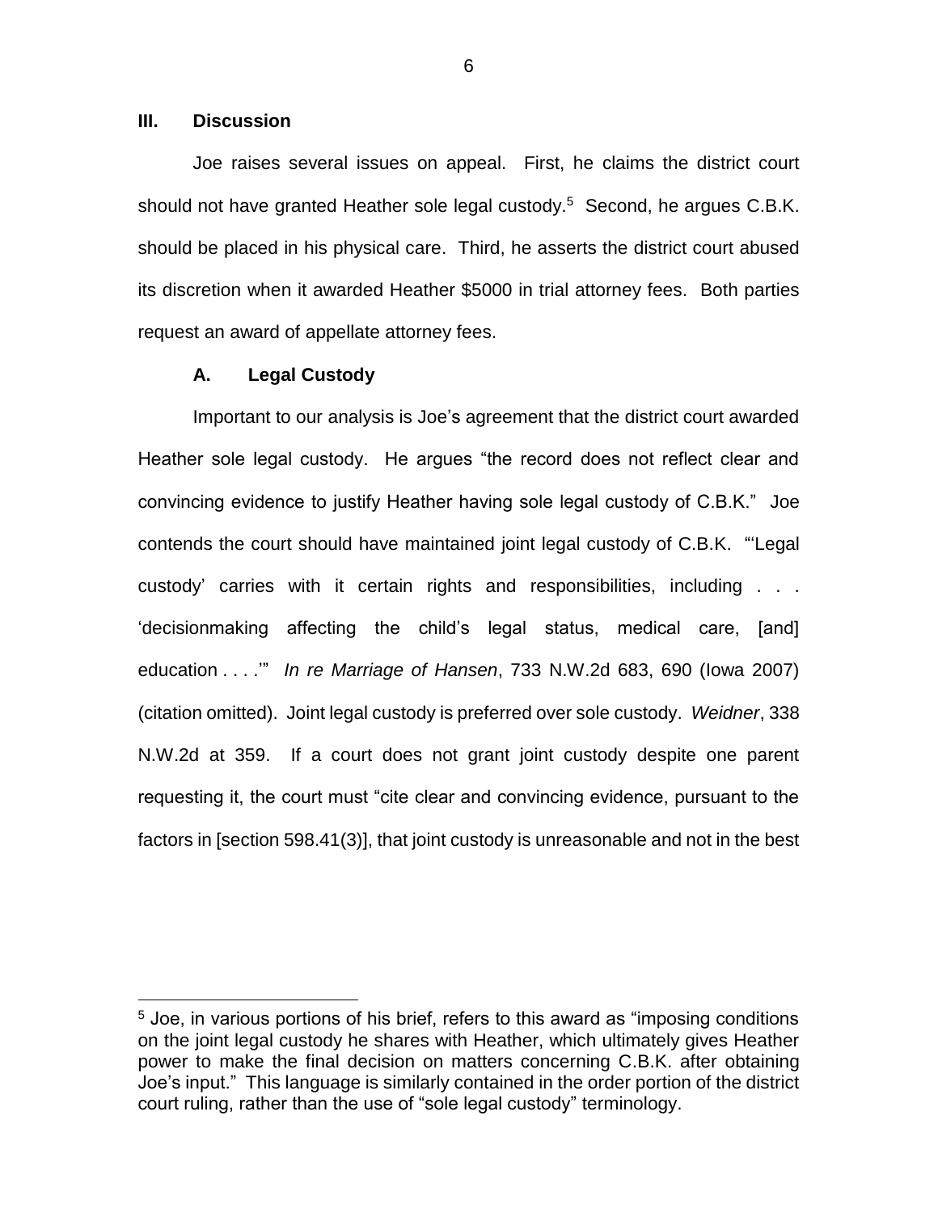### III. Discussion

Joe raises several issues on appeal. First, he claims the district court should not have granted Heather sole legal custody.[5] Second, he argues C.B.K. should be placed in his physical care. Third, he asserts the district court abused its discretion when it awarded Heather $5000 in trial attorney fees. Both parties request an award of appellate attorney fees.

#### A. Legal Custody

Important to our analysis is Joe's agreement that the district court awarded Heather sole legal custody. He argues "the record does not reflect clear and convincing evidence to justify Heather having sole legal custody of C.B.K." Joe contends the court should have maintained joint legal custody of C.B.K. "'Legal custody' carries with it certain rights and responsibilities, including . . . 'decisionmaking affecting the child's legal status, medical care, [and] education . . . .'" *In re Marriage of Hansen*, 733 N.W.2d 683, 690 (Iowa 2007) (citation omitted). Joint legal custody is preferred over sole custody. *Weidner*, 338 N.W.2d at 359. If a court does not grant joint custody despite one parent requesting it, the court must "cite clear and convincing evidence, pursuant to the factors in [section 598.41(3)], that joint custody is unreasonable and not in the best

[5] Joe, in various portions of his brief, refers to this award as "imposing conditions on the joint legal custody he shares with Heather, which ultimately gives Heather power to make the final decision on matters concerning C.B.K. after obtaining Joe's input." This language is similarly contained in the order portion of the district court ruling, rather than the use of "sole legal custody" terminology.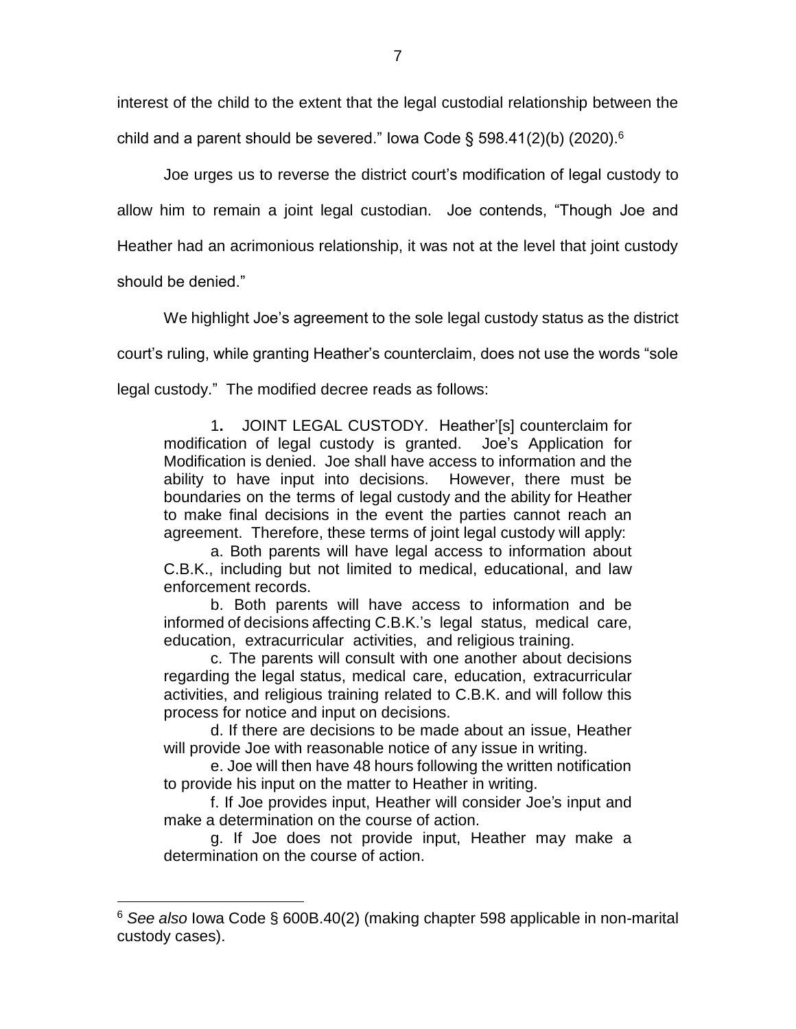interest of the child to the extent that the legal custodial relationship between the child and a parent should be severed." Iowa Code § 598.41(2)(b) (2020).[6]

Joe urges us to reverse the district court's modification of legal custody to allow him to remain a joint legal custodian. Joe contends, "Though Joe and Heather had an acrimonious relationship, it was not at the level that joint custody should be denied."

We highlight Joe's agreement to the sole legal custody status as the district court's ruling, while granting Heather's counterclaim, does not use the words "sole legal custody." The modified decree reads as follows:

> 1. JOINT LEGAL CUSTODY. Heather'[s] counterclaim for modification of legal custody is granted. Joe's Application for Modification is denied. Joe shall have access to information and the ability to have input into decisions. However, there must be boundaries on the terms of legal custody and the ability for Heather to make final decisions in the event the parties cannot reach an agreement. Therefore, these terms of joint legal custody will apply:
>
> a. Both parents will have legal access to information about C.B.K., including but not limited to medical, educational, and law enforcement records.
>
> b. Both parents will have access to information and be informed of decisions affecting C.B.K.'s legal status, medical care, education, extracurricular activities, and religious training.
>
> c. The parents will consult with one another about decisions regarding the legal status, medical care, education, extracurricular activities, and religious training related to C.B.K. and will follow this process for notice and input on decisions.
>
> d. If there are decisions to be made about an issue, Heather will provide Joe with reasonable notice of any issue in writing.
>
> e. Joe will then have 48 hours following the written notification to provide his input on the matter to Heather in writing.
>
> f. If Joe provides input, Heather will consider Joe's input and make a determination on the course of action.
>
> g. If Joe does not provide input, Heather may make a determination on the course of action.

---

[6] *See also* Iowa Code § 600B.40(2) (making chapter 598 applicable in non-marital custody cases).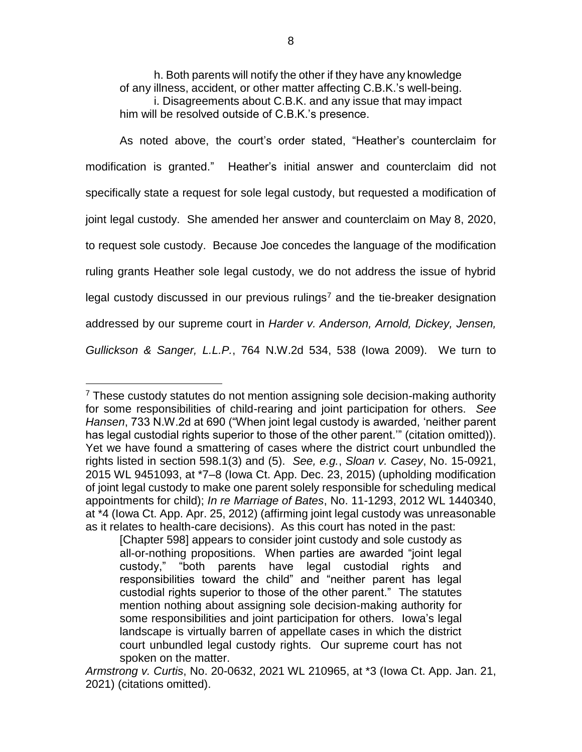h. Both parents will notify the other if they have any knowledge of any illness, accident, or other matter affecting C.B.K.'s well-being.

i. Disagreements about C.B.K. and any issue that may impact him will be resolved outside of C.B.K.'s presence.

As noted above, the court's order stated, "Heather's counterclaim for modification is granted." Heather's initial answer and counterclaim did not specifically state a request for sole legal custody, but requested a modification of joint legal custody. She amended her answer and counterclaim on May 8, 2020, to request sole custody. Because Joe concedes the language of the modification ruling grants Heather sole legal custody, we do not address the issue of hybrid legal custody discussed in our previous rulings[7] and the tie-breaker designation addressed by our supreme court in *Harder v. Anderson, Arnold, Dickey, Jensen, Gullickson & Sanger, L.L.P.*, 764 N.W.2d 534, 538 (Iowa 2009). We turn to

---

[7] These custody statutes do not mention assigning sole decision-making authority for some responsibilities of child-rearing and joint participation for others. *See Hansen*, 733 N.W.2d at 690 ("When joint legal custody is awarded, 'neither parent has legal custodial rights superior to those of the other parent.'" (citation omitted)). Yet we have found a smattering of cases where the district court unbundled the rights listed in section 598.1(3) and (5). *See, e.g.*, *Sloan v. Casey*, No. 15-0921, 2015 WL 9451093, at *7–8 (Iowa Ct. App. Dec. 23, 2015) (upholding modification of joint legal custody to make one parent solely responsible for scheduling medical appointments for child); *In re Marriage of Bates*, No. 11-1293, 2012 WL 1440340, at *4 (Iowa Ct. App. Apr. 25, 2012) (affirming joint legal custody was unreasonable as it relates to health-care decisions). As this court has noted in the past:

> [Chapter 598] appears to consider joint custody and sole custody as all-or-nothing propositions. When parties are awarded "joint legal custody," "both parents have legal custodial rights and responsibilities toward the child" and "neither parent has legal custodial rights superior to those of the other parent." The statutes mention nothing about assigning sole decision-making authority for some responsibilities and joint participation for others. Iowa's legal landscape is virtually barren of appellate cases in which the district court unbundled legal custody rights. Our supreme court has not spoken on the matter.

*Armstrong v. Curtis*, No. 20-0632, 2021 WL 210965, at *3 (Iowa Ct. App. Jan. 21, 2021) (citations omitted).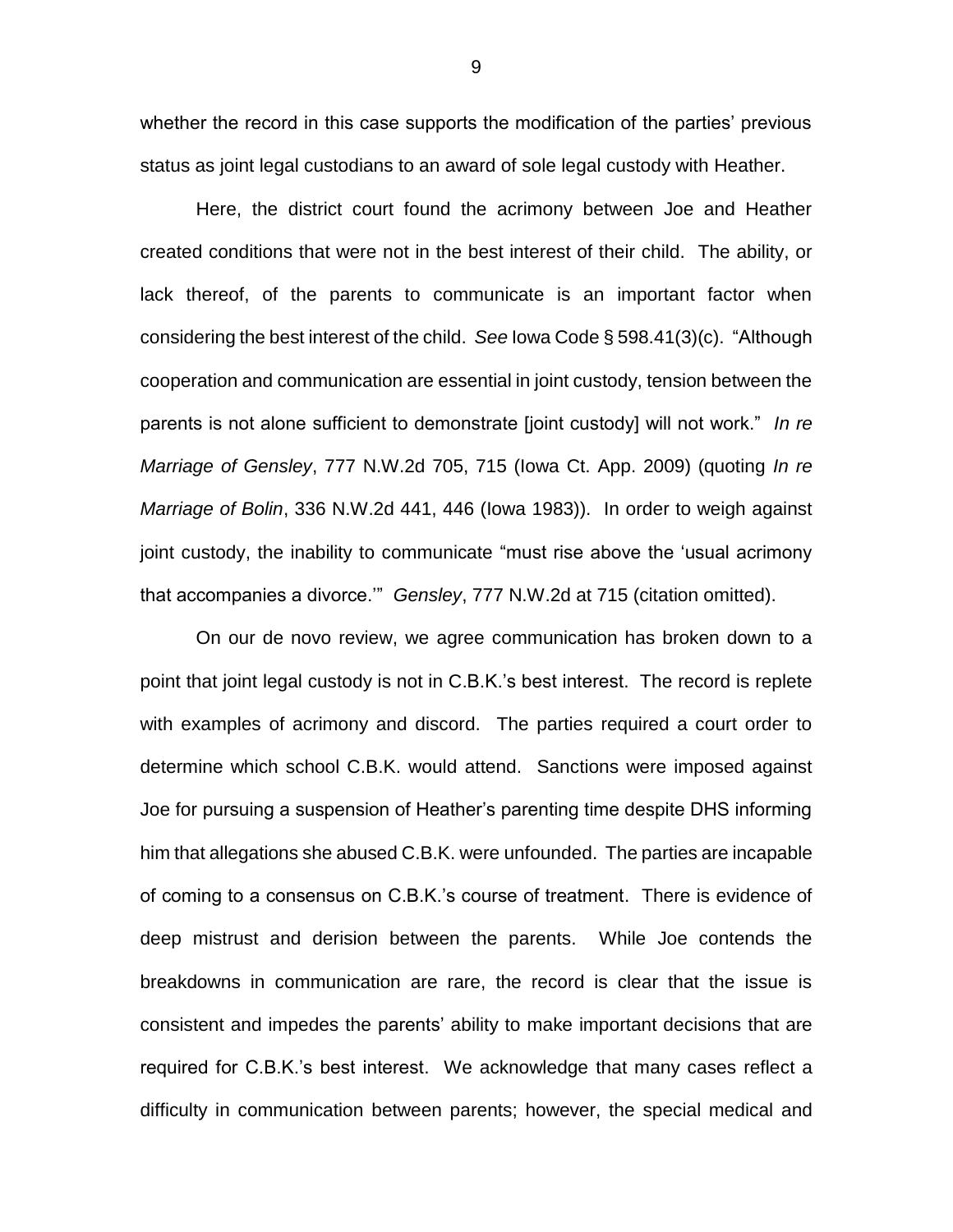whether the record in this case supports the modification of the parties' previous status as joint legal custodians to an award of sole legal custody with Heather.

Here, the district court found the acrimony between Joe and Heather created conditions that were not in the best interest of their child. The ability, or lack thereof, of the parents to communicate is an important factor when considering the best interest of the child. *See* Iowa Code § 598.41(3)(c). "Although cooperation and communication are essential in joint custody, tension between the parents is not alone sufficient to demonstrate [joint custody] will not work." *In re Marriage of Gensley*, 777 N.W.2d 705, 715 (Iowa Ct. App. 2009) (quoting *In re Marriage of Bolin*, 336 N.W.2d 441, 446 (Iowa 1983)). In order to weigh against joint custody, the inability to communicate "must rise above the 'usual acrimony that accompanies a divorce.'" *Gensley*, 777 N.W.2d at 715 (citation omitted).

On our de novo review, we agree communication has broken down to a point that joint legal custody is not in C.B.K.'s best interest. The record is replete with examples of acrimony and discord. The parties required a court order to determine which school C.B.K. would attend. Sanctions were imposed against Joe for pursuing a suspension of Heather's parenting time despite DHS informing him that allegations she abused C.B.K. were unfounded. The parties are incapable of coming to a consensus on C.B.K.'s course of treatment. There is evidence of deep mistrust and derision between the parents. While Joe contends the breakdowns in communication are rare, the record is clear that the issue is consistent and impedes the parents' ability to make important decisions that are required for C.B.K.'s best interest. We acknowledge that many cases reflect a difficulty in communication between parents; however, the special medical and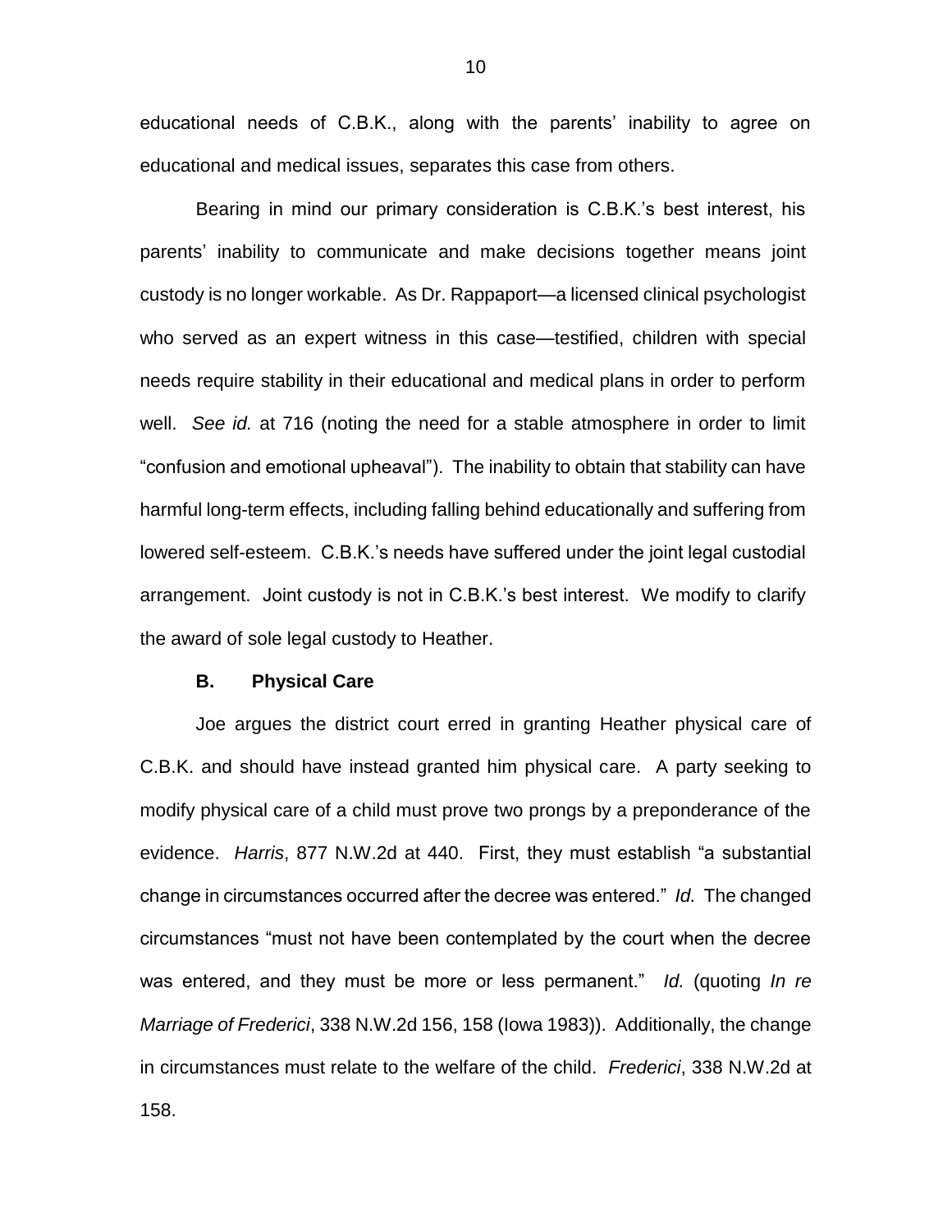educational needs of C.B.K., along with the parents' inability to agree on educational and medical issues, separates this case from others.

Bearing in mind our primary consideration is C.B.K.'s best interest, his parents' inability to communicate and make decisions together means joint custody is no longer workable. As Dr. Rappaport—a licensed clinical psychologist who served as an expert witness in this case—testified, children with special needs require stability in their educational and medical plans in order to perform well. *See id.* at 716 (noting the need for a stable atmosphere in order to limit "confusion and emotional upheaval"). The inability to obtain that stability can have harmful long-term effects, including falling behind educationally and suffering from lowered self-esteem. C.B.K.'s needs have suffered under the joint legal custodial arrangement. Joint custody is not in C.B.K.'s best interest. We modify to clarify the award of sole legal custody to Heather.

### B. Physical Care

Joe argues the district court erred in granting Heather physical care of C.B.K. and should have instead granted him physical care. A party seeking to modify physical care of a child must prove two prongs by a preponderance of the evidence. *Harris*, 877 N.W.2d at 440. First, they must establish "a substantial change in circumstances occurred after the decree was entered." *Id.* The changed circumstances "must not have been contemplated by the court when the decree was entered, and they must be more or less permanent." *Id.* (quoting *In re Marriage of Frederici*, 338 N.W.2d 156, 158 (Iowa 1983)). Additionally, the change in circumstances must relate to the welfare of the child. *Frederici*, 338 N.W.2d at 158.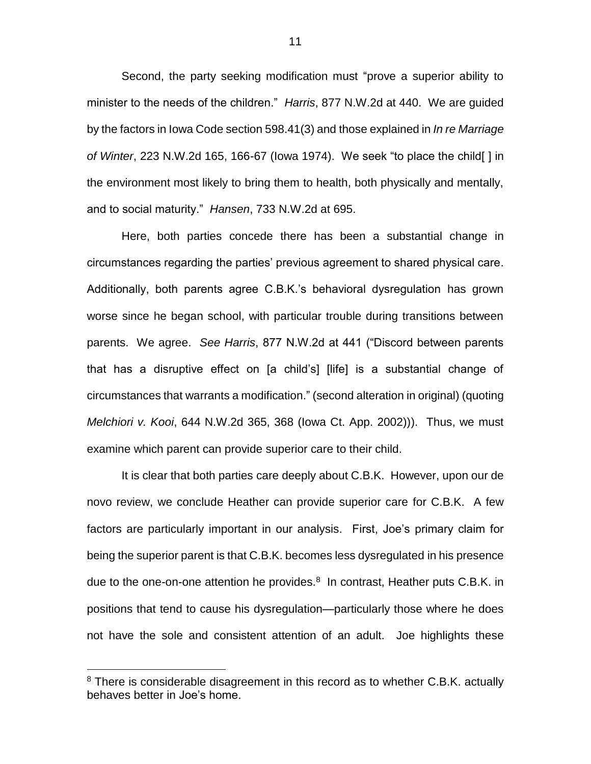Second, the party seeking modification must "prove a superior ability to minister to the needs of the children." *Harris*, 877 N.W.2d at 440. We are guided by the factors in Iowa Code section 598.41(3) and those explained in *In re Marriage of Winter*, 223 N.W.2d 165, 166-67 (Iowa 1974). We seek "to place the child[ ] in the environment most likely to bring them to health, both physically and mentally, and to social maturity." *Hansen*, 733 N.W.2d at 695.

Here, both parties concede there has been a substantial change in circumstances regarding the parties' previous agreement to shared physical care. Additionally, both parents agree C.B.K.'s behavioral dysregulation has grown worse since he began school, with particular trouble during transitions between parents. We agree. *See Harris*, 877 N.W.2d at 441 ("Discord between parents that has a disruptive effect on [a child's] [life] is a substantial change of circumstances that warrants a modification." (second alteration in original) (quoting *Melchiori v. Kooi*, 644 N.W.2d 365, 368 (Iowa Ct. App. 2002))). Thus, we must examine which parent can provide superior care to their child.

It is clear that both parties care deeply about C.B.K. However, upon our de novo review, we conclude Heather can provide superior care for C.B.K. A few factors are particularly important in our analysis. First, Joe's primary claim for being the superior parent is that C.B.K. becomes less dysregulated in his presence due to the one-on-one attention he provides.[8] In contrast, Heather puts C.B.K. in positions that tend to cause his dysregulation—particularly those where he does not have the sole and consistent attention of an adult. Joe highlights these

---

[8] There is considerable disagreement in this record as to whether C.B.K. actually behaves better in Joe's home.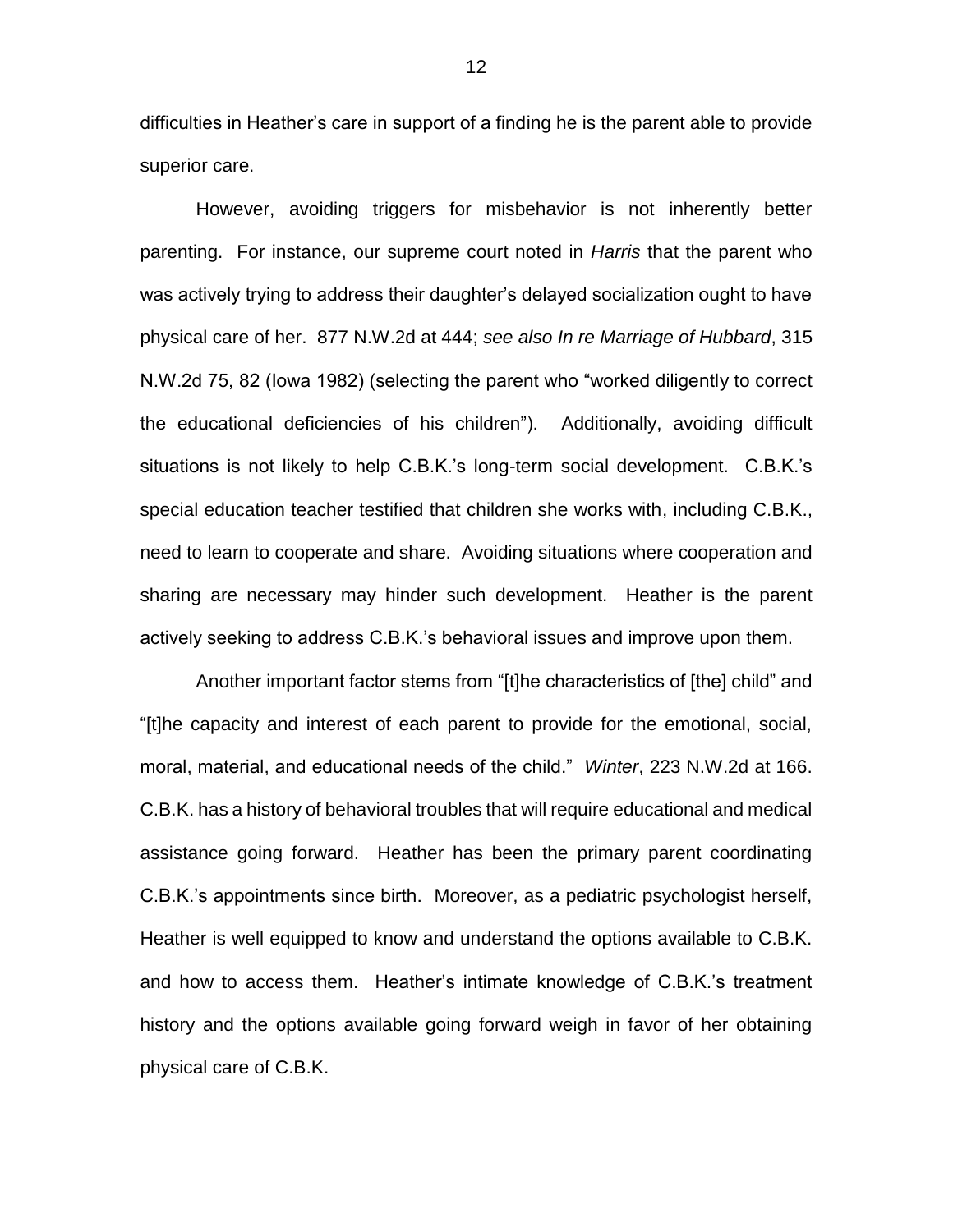difficulties in Heather's care in support of a finding he is the parent able to provide superior care.

However, avoiding triggers for misbehavior is not inherently better parenting. For instance, our supreme court noted in *Harris* that the parent who was actively trying to address their daughter's delayed socialization ought to have physical care of her. 877 N.W.2d at 444; *see also In re Marriage of Hubbard*, 315 N.W.2d 75, 82 (Iowa 1982) (selecting the parent who "worked diligently to correct the educational deficiencies of his children"). Additionally, avoiding difficult situations is not likely to help C.B.K.'s long-term social development. C.B.K.'s special education teacher testified that children she works with, including C.B.K., need to learn to cooperate and share. Avoiding situations where cooperation and sharing are necessary may hinder such development. Heather is the parent actively seeking to address C.B.K.'s behavioral issues and improve upon them.

Another important factor stems from "[t]he characteristics of [the] child" and "[t]he capacity and interest of each parent to provide for the emotional, social, moral, material, and educational needs of the child." *Winter*, 223 N.W.2d at 166. C.B.K. has a history of behavioral troubles that will require educational and medical assistance going forward. Heather has been the primary parent coordinating C.B.K.'s appointments since birth. Moreover, as a pediatric psychologist herself, Heather is well equipped to know and understand the options available to C.B.K. and how to access them. Heather's intimate knowledge of C.B.K.'s treatment history and the options available going forward weigh in favor of her obtaining physical care of C.B.K.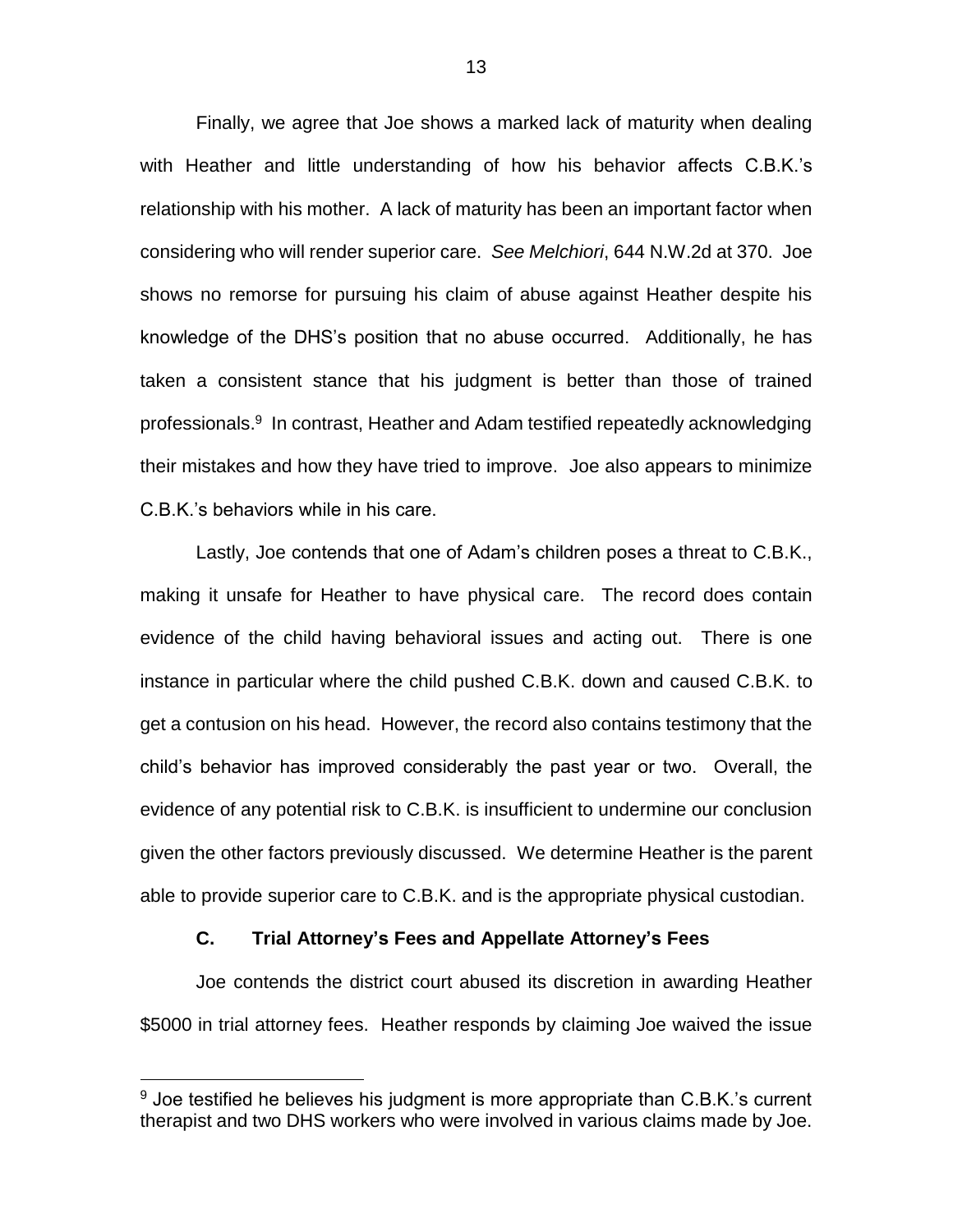Finally, we agree that Joe shows a marked lack of maturity when dealing with Heather and little understanding of how his behavior affects C.B.K.'s relationship with his mother. A lack of maturity has been an important factor when considering who will render superior care. *See Melchiori*, 644 N.W.2d at 370. Joe shows no remorse for pursuing his claim of abuse against Heather despite his knowledge of the DHS's position that no abuse occurred. Additionally, he has taken a consistent stance that his judgment is better than those of trained professionals.[9] In contrast, Heather and Adam testified repeatedly acknowledging their mistakes and how they have tried to improve. Joe also appears to minimize C.B.K.'s behaviors while in his care.

Lastly, Joe contends that one of Adam's children poses a threat to C.B.K., making it unsafe for Heather to have physical care. The record does contain evidence of the child having behavioral issues and acting out. There is one instance in particular where the child pushed C.B.K. down and caused C.B.K. to get a contusion on his head. However, the record also contains testimony that the child's behavior has improved considerably the past year or two. Overall, the evidence of any potential risk to C.B.K. is insufficient to undermine our conclusion given the other factors previously discussed. We determine Heather is the parent able to provide superior care to C.B.K. and is the appropriate physical custodian.

### C. Trial Attorney's Fees and Appellate Attorney's Fees

Joe contends the district court abused its discretion in awarding Heather $5000 in trial attorney fees. Heather responds by claiming Joe waived the issue

---

[9] Joe testified he believes his judgment is more appropriate than C.B.K.'s current therapist and two DHS workers who were involved in various claims made by Joe.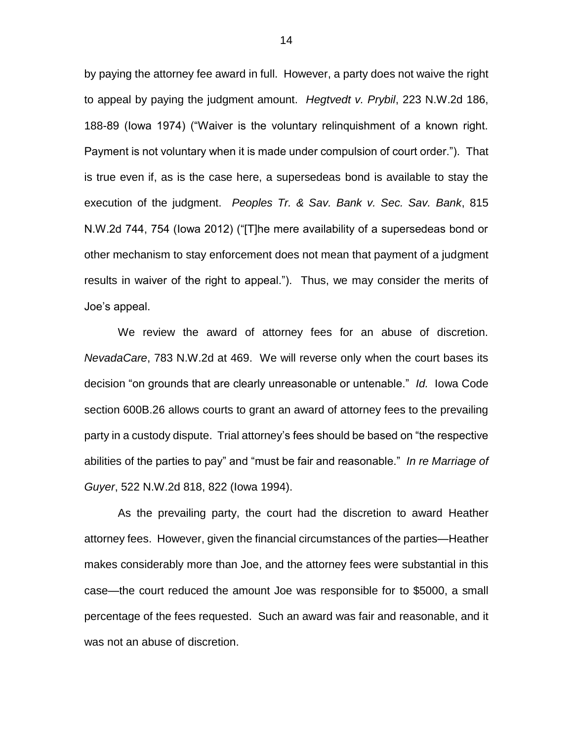by paying the attorney fee award in full. However, a party does not waive the right to appeal by paying the judgment amount. *Hegtvedt v. Prybil*, 223 N.W.2d 186, 188-89 (Iowa 1974) ("Waiver is the voluntary relinquishment of a known right. Payment is not voluntary when it is made under compulsion of court order."). That is true even if, as is the case here, a supersedeas bond is available to stay the execution of the judgment. *Peoples Tr. & Sav. Bank v. Sec. Sav. Bank*, 815 N.W.2d 744, 754 (Iowa 2012) ("[T]he mere availability of a supersedeas bond or other mechanism to stay enforcement does not mean that payment of a judgment results in waiver of the right to appeal."). Thus, we may consider the merits of Joe's appeal.

We review the award of attorney fees for an abuse of discretion. *NevadaCare*, 783 N.W.2d at 469. We will reverse only when the court bases its decision "on grounds that are clearly unreasonable or untenable." *Id.* Iowa Code section 600B.26 allows courts to grant an award of attorney fees to the prevailing party in a custody dispute. Trial attorney's fees should be based on "the respective abilities of the parties to pay" and "must be fair and reasonable." *In re Marriage of Guyer*, 522 N.W.2d 818, 822 (Iowa 1994).

As the prevailing party, the court had the discretion to award Heather attorney fees. However, given the financial circumstances of the parties—Heather makes considerably more than Joe, and the attorney fees were substantial in this case—the court reduced the amount Joe was responsible for to $5000, a small percentage of the fees requested. Such an award was fair and reasonable, and it was not an abuse of discretion.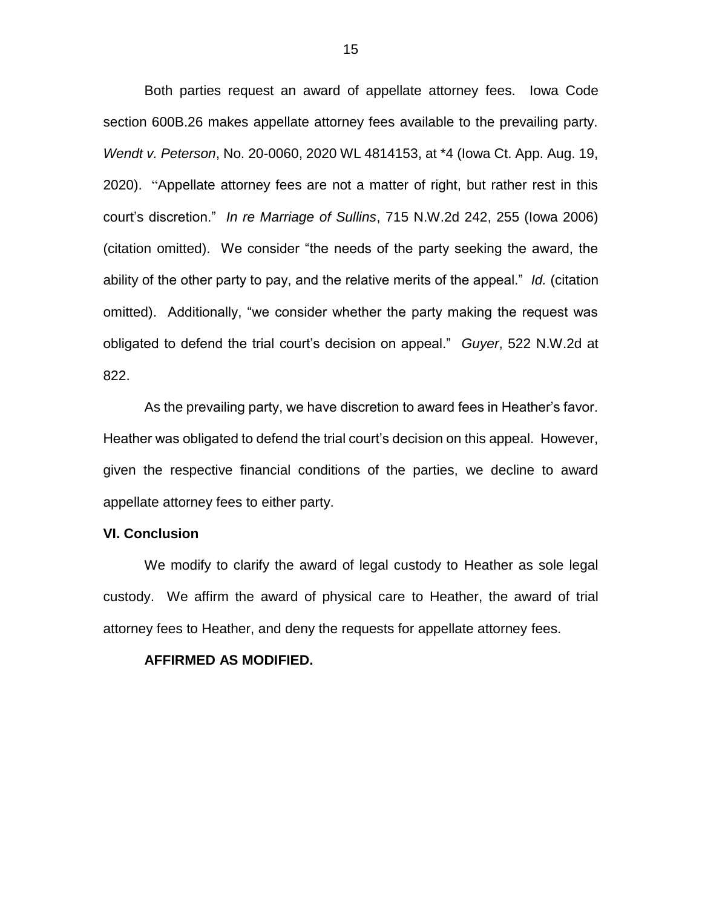Both parties request an award of appellate attorney fees. Iowa Code section 600B.26 makes appellate attorney fees available to the prevailing party. *Wendt v. Peterson*, No. 20-0060, 2020 WL 4814153, at *4 (Iowa Ct. App. Aug. 19, 2020). "Appellate attorney fees are not a matter of right, but rather rest in this court's discretion." *In re Marriage of Sullins*, 715 N.W.2d 242, 255 (Iowa 2006) (citation omitted). We consider "the needs of the party seeking the award, the ability of the other party to pay, and the relative merits of the appeal." *Id.* (citation omitted). Additionally, "we consider whether the party making the request was obligated to defend the trial court's decision on appeal." *Guyer*, 522 N.W.2d at 822.

As the prevailing party, we have discretion to award fees in Heather's favor. Heather was obligated to defend the trial court's decision on this appeal. However, given the respective financial conditions of the parties, we decline to award appellate attorney fees to either party.

### VI. Conclusion

We modify to clarify the award of legal custody to Heather as sole legal custody. We affirm the award of physical care to Heather, the award of trial attorney fees to Heather, and deny the requests for appellate attorney fees.

**AFFIRMED AS MODIFIED.**